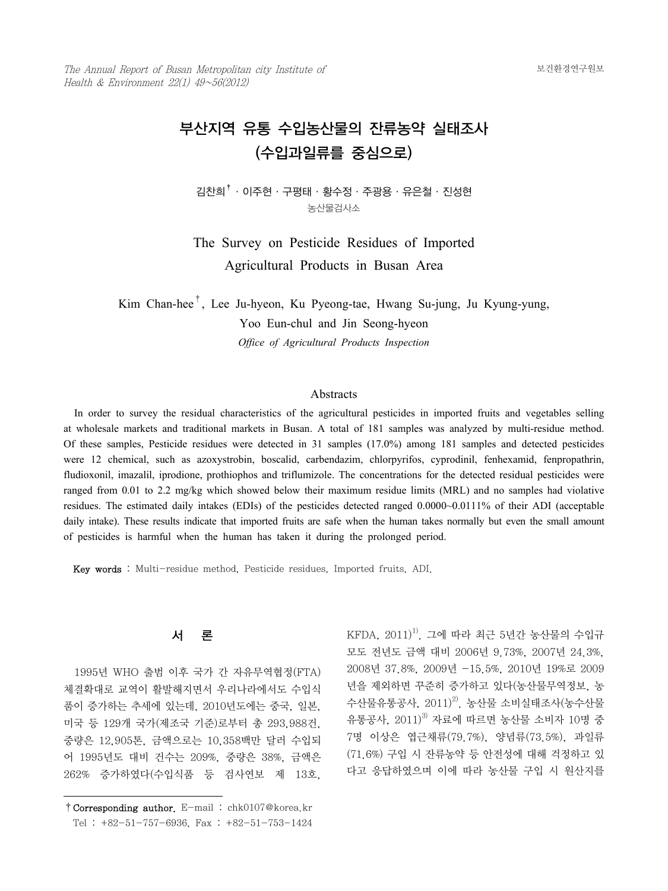# 부산지역 유통 수입농산물의 잔류농약 실태조사 (수입과일류를 중심으로)

김찬희[†] · 이주현 · 구평태 · 황수정 · 주광용 · 유은철 · 진성현

농산물검사소

## The Survey on Pesticide Residues of Imported Agricultural Products in Busan Area

Kim Chan-hee[†], Lee Ju-hyeon, Ku Pyeong-tae, Hwang Su-jung, Ju Kyung-yung, Yoo Eun-chul and Jin Seong-hyeon

*Office of Agricultural Products Inspection*

## Abstracts

In order to survey the residual characteristics of the agricultural pesticides in imported fruits and vegetables selling at wholesale markets and traditional markets in Busan. A total of 181 samples was analyzed by multi-residue method. Of these samples, Pesticide residues were detected in 31 samples (17.0%) among 181 samples and detected pesticides were 12 chemical, such as azoxystrobin, boscalid, carbendazim, chlorpyrifos, cyprodinil, fenhexamid, fenpropathrin, fludioxonil, imazalil, iprodione, prothiophos and triflumizole. The concentrations for the detected residual pesticides were ranged from 0.01 to 2.2 mg/kg which showed below their maximum residue limits (MRL) and no samples had violative residues. The estimated daily intakes (EDIs) of the pesticides detected ranged 0.0000~0.0111% of their ADI (acceptable daily intake). These results indicate that imported fruits are safe when the human takes normally but even the small amount of pesticides is harmful when the human has taken it during the prolonged period.

**Key words** : Multi-residue method, Pesticide residues, Imported fruits, ADI.

## 서 론

1995년 WHO 출범 이후 국가 간 자유무역협정(FTA) 체결확대로 교역이 활발해지면서 우리나라에서도 수입식품이 증가하는 추세에 있는데, 2010년도에는 중국, 일본, 미국 등 129개 국가(제조국 기준)로부터 총 293,988건, 중량은 12,905톤, 금액으로는 10,358백만 달러 수입되어 1995년도 대비 건수는 209%, 중량은 38%, 금액은 262% 증가하였다(수입식품 등 검사연보 제 13호, KFDA, 2011)[1]. 그에 따라 최근 5년간 농산물의 수입규모도 전년도 금액 대비 2006년 9.73%, 2007년 24.3%, 2008년 37.8%, 2009년 −15.5%, 2010년 19%로 2009년을 제외하면 꾸준히 증가하고 있다(농산물무역정보, 농수산물유통공사, 2011)[2]. 농산물 소비실태조사(농수산물유통공사, 2011)[3] 자료에 따르면 농산물 소비자 10명 중 7명 이상은 엽근채류(79.7%), 양념류(73.5%), 과일류(71.6%) 구입 시 잔류농약 등 안전성에 대해 걱정하고 있다고 응답하였으며 이에 따라 농산물 구입 시 원산지를

† Corresponding author. E-mail : chk0107@korea.kr  
Tel : +82-51-757-6936, Fax : +82-51-753-1424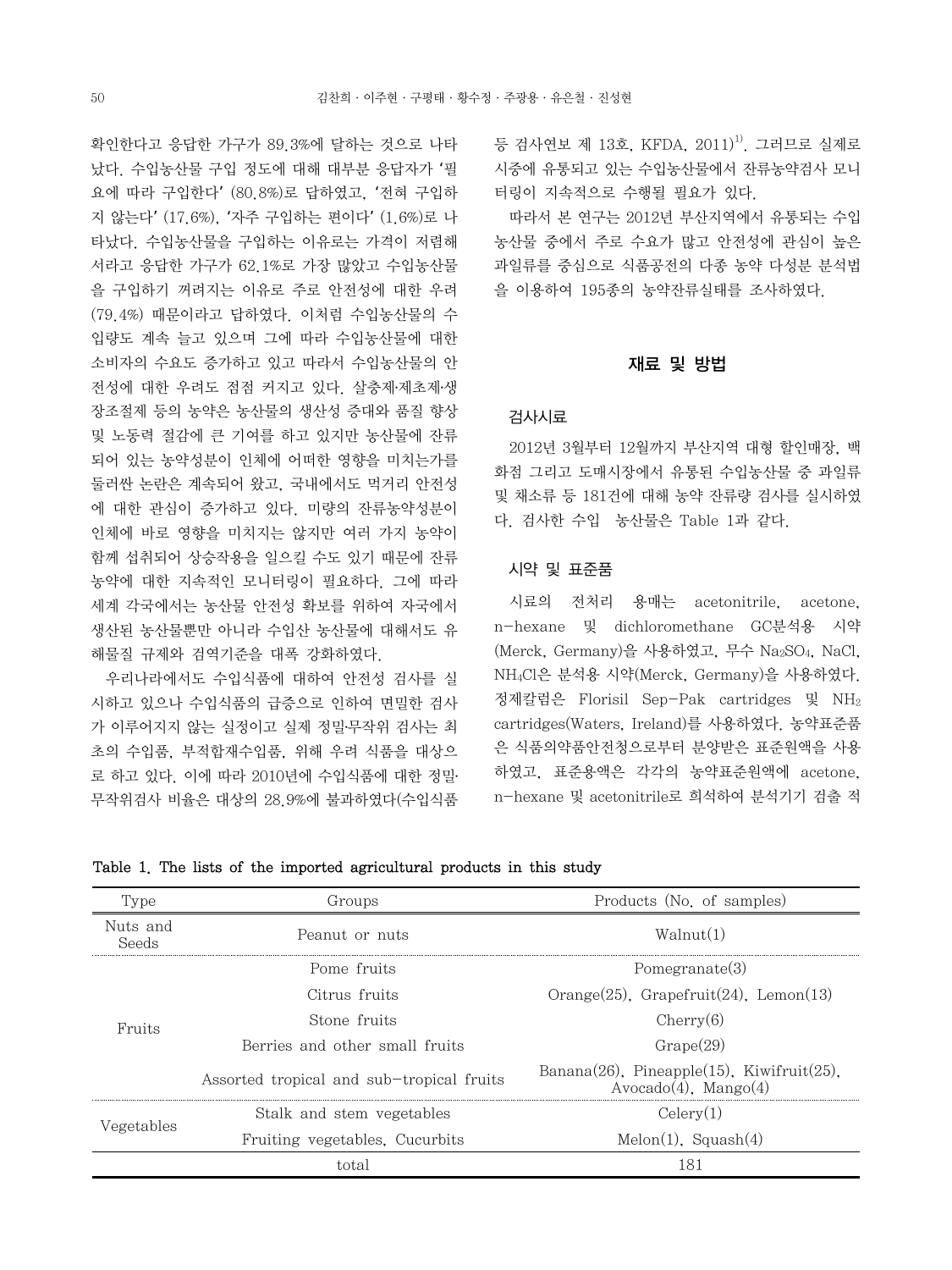확인한다고 응답한 가구가 89.3%에 달하는 것으로 나타났다. 수입농산물 구입 정도에 대해 대부분 응답자가 '필요에 따라 구입한다' (80.8%)로 답하였고, '전혀 구입하지 않는다' (17.6%), '자주 구입하는 편이다' (1.6%)로 나타났다. 수입농산물을 구입하는 이유로는 가격이 저렴해서라고 응답한 가구가 62.1%로 가장 많았고 수입농산물을 구입하기 꺼려지는 이유로 주로 안전성에 대한 우려 (79.4%) 때문이라고 답하였다. 이처럼 수입농산물의 수입량도 계속 늘고 있으며 그에 따라 수입농산물에 대한 소비자의 수요도 증가하고 있고 따라서 수입농산물의 안전성에 대한 우려도 점점 커지고 있다. 살충제·제초제·생장조절제 등의 농약은 농산물의 생산성 증대와 품질 향상 및 노동력 절감에 큰 기여를 하고 있지만 농산물에 잔류되어 있는 농약성분이 인체에 어떠한 영향을 미치는가를 둘러싼 논란은 계속되어 왔고, 국내에서도 먹거리 안전성에 대한 관심이 증가하고 있다. 미량의 잔류농약성분이 인체에 바로 영향을 미치지는 않지만 여러 가지 농약이 함께 섭취되어 상승작용을 일으킬 수도 있기 때문에 잔류농약에 대한 지속적인 모니터링이 필요하다. 그에 따라 세계 각국에서는 농산물 안전성 확보를 위하여 자국에서 생산된 농산물뿐만 아니라 수입산 농산물에 대해서도 유해물질 규제와 검역기준을 대폭 강화하였다.

우리나라에서도 수입식품에 대하여 안전성 검사를 실시하고 있으나 수입식품의 급증으로 인하여 면밀한 검사가 이루어지지 않는 실정이고 실제 정밀·무작위 검사는 최초의 수입품, 부적합재수입품, 위해 우려 식품을 대상으로 하고 있다. 이에 따라 2010년에 수입식품에 대한 정밀·무작위검사 비율은 대상의 28.9%에 불과하였다(수입식품 등 검사연보 제 13호, KFDA, 2011)[1]. 그러므로 실제로 시중에 유통되고 있는 수입농산물에서 잔류농약검사 모니터링이 지속적으로 수행될 필요가 있다.

따라서 본 연구는 2012년 부산지역에서 유통되는 수입농산물 중에서 주로 수요가 많고 안전성에 관심이 높은 과일류를 중심으로 식품공전의 다종 농약 다성분 분석법을 이용하여 195종의 농약잔류실태를 조사하였다.

## 재료 및 방법

### 검사시료

2012년 3월부터 12월까지 부산지역 대형 할인매장, 백화점 그리고 도매시장에서 유통된 수입농산물 중 과일류 및 채소류 등 181건에 대해 농약 잔류량 검사를 실시하였다. 검사한 수입 농산물은 Table 1과 같다.

### 시약 및 표준품

시료의 전처리 용매는 acetonitrile, acetone, n-hexane 및 dichloromethane GC분석용 시약(Merck, Germany)을 사용하였고, 무수 $Na_2SO_4$, NaCl, $NH_4Cl$은 분석용 시약(Merck, Germany)을 사용하였다. 정제칼럼은 Florisil Sep-Pak cartridges 및 $NH_2$ cartridges(Waters, Ireland)를 사용하였다. 농약표준품은 식품의약품안전청으로부터 분양받은 표준원액을 사용하였고, 표준용액은 각각의 농약표준원액에 acetone, n-hexane 및 acetonitrile로 희석하여 분석기기 검출 적

Table 1. The lists of the imported agricultural products in this study

| Type | Groups | Products (No. of samples) |
|---|---|---|
| Nuts and Seeds | Peanut or nuts | Walnut(1) |
| Fruits | Pome fruits | Pomegranate(3) |
| | Citrus fruits | Orange(25), Grapefruit(24), Lemon(13) |
| | Stone fruits | Cherry(6) |
| | Berries and other small fruits | Grape(29) |
| | Assorted tropical and sub-tropical fruits | Banana(26), Pineapple(15), Kiwifruit(25), Avocado(4), Mango(4) |
| Vegetables | Stalk and stem vegetables | Celery(1) |
| | Fruiting vegetables, Cucurbits | Melon(1), Squash(4) |
| total | | 181 |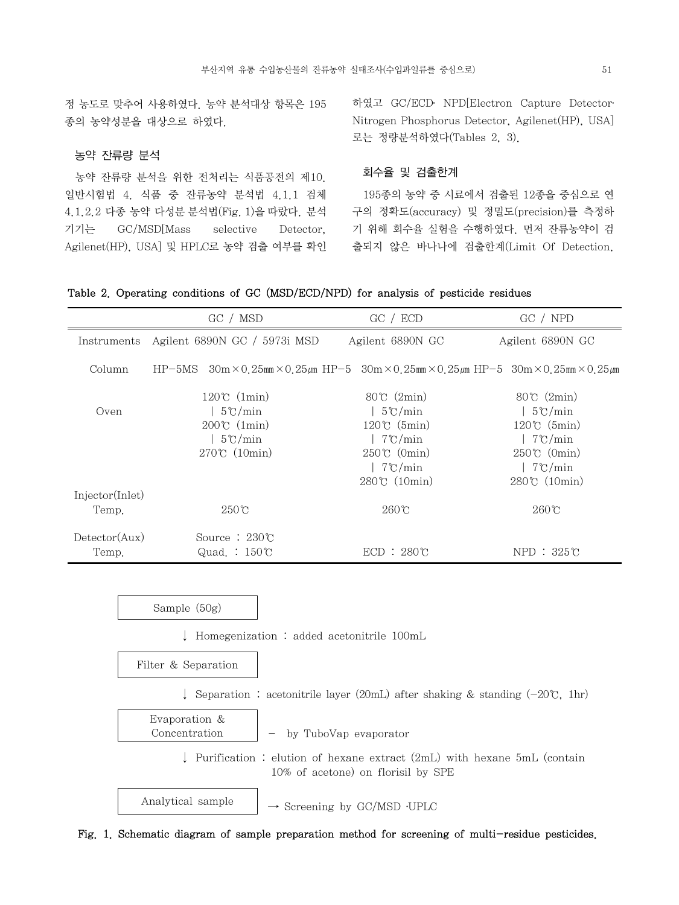정 농도로 맞추어 사용하였다. 농약 분석대상 항목은 195종의 농약성분을 대상으로 하였다.

### 농약 잔류량 분석

농약 잔류량 분석을 위한 전처리는 식품공전의 제10. 일반시험법 4. 식품 중 잔류농약 분석법 4.1.1 검체 4.1.2.2 다종 농약 다성분 분석법(Fig. 1)을 따랐다. 분석기기는 GC/MSD[Mass selective Detector, Agilenet(HP), USA] 및 HPLC로 농약 검출 여부를 확인하였고 GC/ECD· NPD[Electron Capture Detector· Nitrogen Phosphorus Detector, Agilenet(HP), USA]로는 정량분석하였다(Tables 2, 3).

### 회수율 및 검출한계

195종의 농약 중 시료에서 검출된 12종을 중심으로 연구의 정확도(accuracy) 및 정밀도(precision)를 측정하기 위해 회수율 실험을 수행하였다. 먼저 잔류농약이 검출되지 않은 바나나에 검출한계(Limit Of Detection,

**Table 2. Operating conditions of GC (MSD/ECD/NPD) for analysis of pesticide residues**

| | GC / MSD | GC / ECD | GC / NPD |
|---|---|---|---|
| Instruments | Agilent 6890N GC / 5973i MSD | Agilent 6890N GC | Agilent 6890N GC |
| Column | HP-5MS 30m×0.25㎜×0.25㎛ | HP-5 30m×0.25㎜×0.25㎛ | HP-5 30m×0.25㎜×0.25㎛ |
| Oven | 120℃ (1min)<br>│ 5℃/min<br>200℃ (1min)<br>│ 5℃/min<br>270℃ (10min) | 80℃ (2min)<br>│ 5℃/min<br>120℃ (5min)<br>│ 7℃/min<br>250℃ (0min)<br>│ 7℃/min<br>280℃ (10min) | 80℃ (2min)<br>│ 5℃/min<br>120℃ (5min)<br>│ 7℃/min<br>250℃ (0min)<br>│ 7℃/min<br>280℃ (10min) |
| Injector(Inlet) Temp. | 250℃ | 260℃ | 260℃ |
| Detector(Aux) Temp. | Source : 230℃<br>Quad. : 150℃ | ECD : 280℃ | NPD : 325℃ |

Sample (50g)

↓ Homegenization : added acetonitrile 100mL

Filter & Separation

↓ Separation : acetonitrile layer (20mL) after shaking & standing (−20℃, 1hr)

Evaporation & Concentration — by TuboVap evaporator

↓ Purification : elution of hexane extract (2mL) with hexane 5mL (contain 10% of acetone) on florisil by SPE

Analytical sample → Screening by GC/MSD ·UPLC

**Fig. 1. Schematic diagram of sample preparation method for screening of multi-residue pesticides.**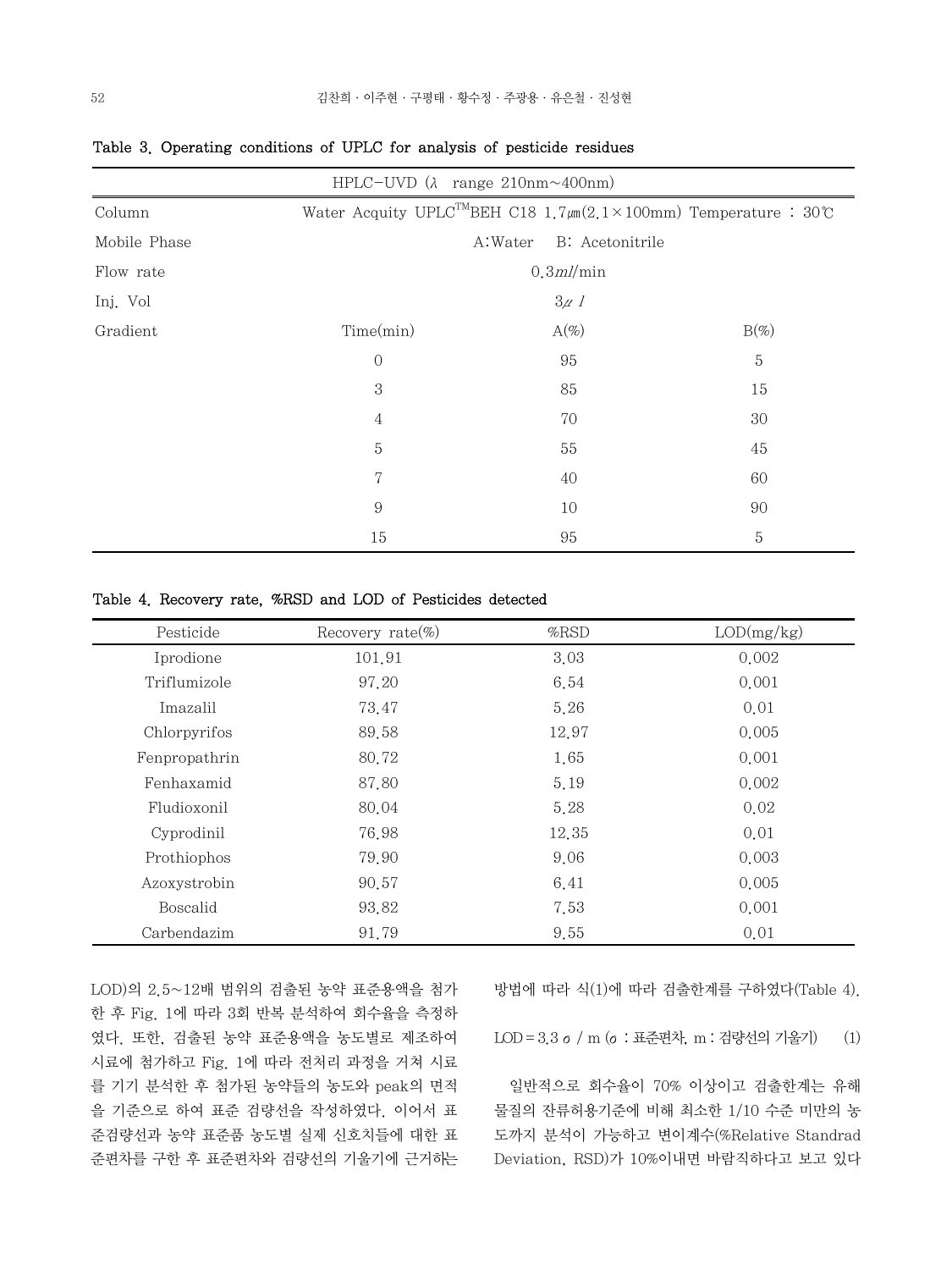Table 3. Operating conditions of UPLC for analysis of pesticide residues

| HPLC-UVD (λ range 210nm~400nm) | | | |
|---|---|---|---|
| Column | Water Acquity UPLC™BEH C18 1.7㎛(2.1×100mm) Temperature : 30℃ | | |
| Mobile Phase | A:Water B: Acetonitrile | | |
| Flow rate | 0.3㎖/min | | |
| Inj. Vol | 3㎕ | | |
| Gradient | Time(min) | A(%) | B(%) |
| | 0 | 95 | 5 |
| | 3 | 85 | 15 |
| | 4 | 70 | 30 |
| | 5 | 55 | 45 |
| | 7 | 40 | 60 |
| | 9 | 10 | 90 |
| | 15 | 95 | 5 |

Table 4. Recovery rate, %RSD and LOD of Pesticides detected

| Pesticide | Recovery rate(%) | %RSD | LOD(mg/kg) |
|---|---|---|---|
| Iprodione | 101.91 | 3.03 | 0.002 |
| Triflumizole | 97.20 | 6.54 | 0.001 |
| Imazalil | 73.47 | 5.26 | 0.01 |
| Chlorpyrifos | 89.58 | 12.97 | 0.005 |
| Fenpropathrin | 80.72 | 1.65 | 0.001 |
| Fenhaxamid | 87.80 | 5.19 | 0.002 |
| Fludioxonil | 80.04 | 5.28 | 0.02 |
| Cyprodinil | 76.98 | 12.35 | 0.01 |
| Prothiophos | 79.90 | 9.06 | 0.003 |
| Azoxystrobin | 90.57 | 6.41 | 0.005 |
| Boscalid | 93.82 | 7.53 | 0.001 |
| Carbendazim | 91.79 | 9.55 | 0.01 |

LOD)의 2.5~12배 범위의 검출된 농약 표준용액을 첨가한 후 Fig. 1에 따라 3회 반복 분석하여 회수율을 측정하였다. 또한, 검출된 농약 표준용액을 농도별로 제조하여 시료에 첨가하고 Fig. 1에 따라 전처리 과정을 거쳐 시료를 기기 분석한 후 첨가된 농약들의 농도와 peak의 면적을 기준으로 하여 표준 검량선을 작성하였다. 이어서 표준검량선과 농약 표준품 농도별 실제 신호치들에 대한 표준편차를 구한 후 표준편차와 검량선의 기울기에 근거하는 방법에 따라 식(1)에 따라 검출한계를 구하였다(Table 4).

$$LOD = 3.3\,\sigma\ /\ m \quad (\sigma : \text{표준편차},\ m : \text{검량선의 기울기}) \qquad (1)$$

일반적으로 회수율이 70% 이상이고 검출한계는 유해물질의 잔류허용기준에 비해 최소한 1/10 수준 미만의 농도까지 분석이 가능하고 변이계수(%Relative Standrad Deviation, RSD)가 10%이내면 바람직하다고 보고 있다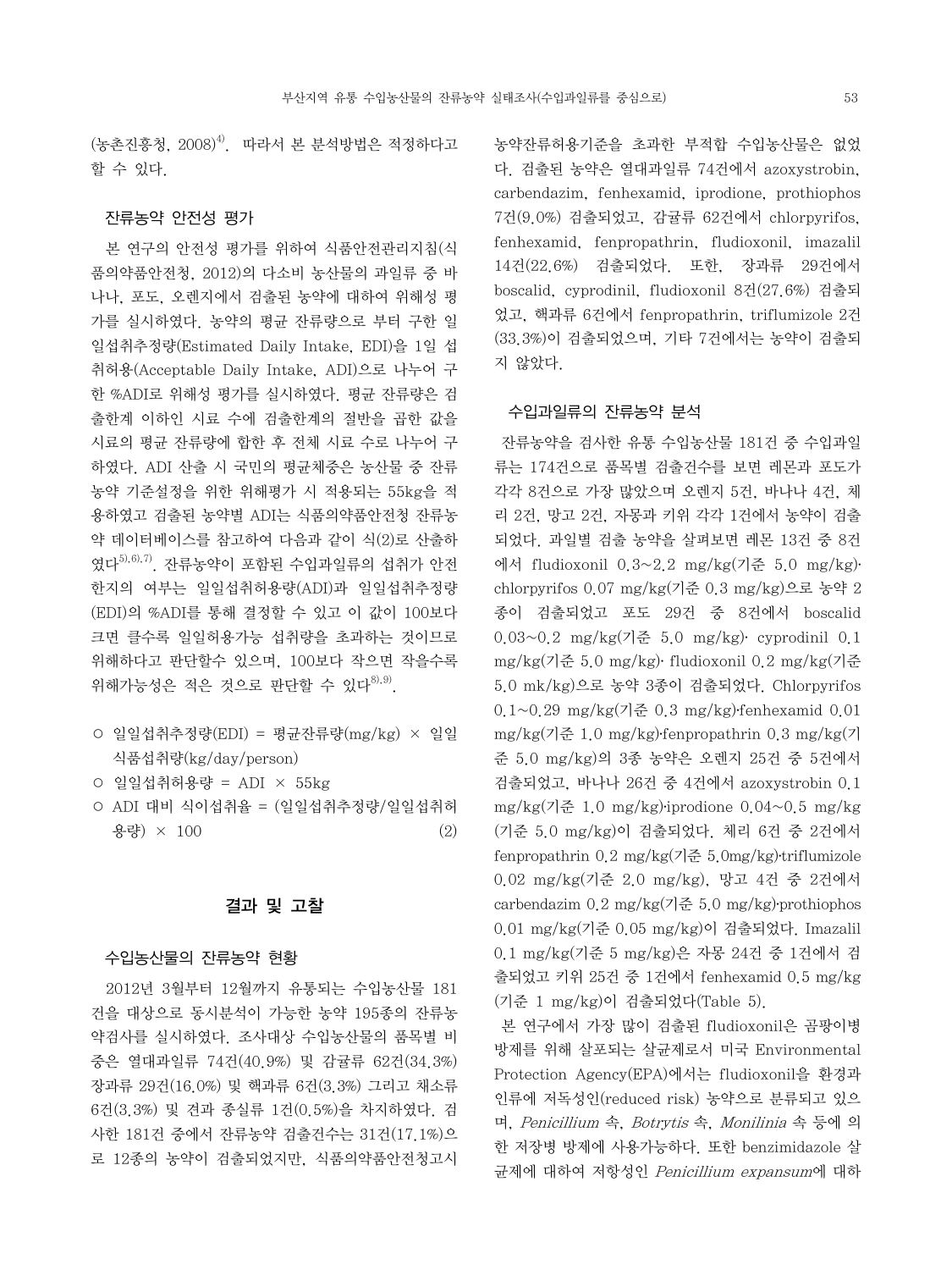(농촌진흥청, 2008)[4]. 따라서 본 분석방법은 적정하다고 할 수 있다.

### 잔류농약 안전성 평가

본 연구의 안전성 평가를 위하여 식품안전관리지침(식품의약품안전청, 2012)의 다소비 농산물의 과일류 중 바나나, 포도, 오렌지에서 검출된 농약에 대하여 위해성 평가를 실시하였다. 농약의 평균 잔류량으로 부터 구한 일일섭취추정량(Estimated Daily Intake, EDI)을 1일 섭취허용(Acceptable Daily Intake, ADI)으로 나누어 구한 %ADI로 위해성 평가를 실시하였다. 평균 잔류량은 검출한계 이하인 시료 수에 검출한계의 절반을 곱한 값을 시료의 평균 잔류량에 합한 후 전체 시료 수로 나누어 구하였다. ADI 산출 시 국민의 평균체중은 농산물 중 잔류농약 기준설정을 위한 위해평가 시 적용되는 55kg을 적용하였고 검출된 농약별 ADI는 식품의약품안전청 잔류농약 데이터베이스를 참고하여 다음과 같이 식(2)로 산출하였다[5),6),7)]. 잔류농약이 포함된 수입과일류의 섭취가 안전한지의 여부는 일일섭취허용량(ADI)과 일일섭취추정량(EDI)의 %ADI를 통해 결정할 수 있고 이 값이 100보다 크면 클수록 일일허용가능 섭취량을 초과하는 것이므로 위해하다고 판단할수 있으며, 100보다 작으면 작을수록 위해가능성은 적은 것으로 판단할 수 있다[8),9)].

- 일일섭취추정량(EDI) = 평균잔류량(mg/kg) × 일일식품섭취량(kg/day/person)
- 일일섭취허용량 = ADI × 55kg
- ADI 대비 식이섭취율 = (일일섭취추정량/일일섭취허용량) × 100 (2)

## 결과 및 고찰

### 수입농산물의 잔류농약 현황

2012년 3월부터 12월까지 유통되는 수입농산물 181건을 대상으로 동시분석이 가능한 농약 195종의 잔류농약검사를 실시하였다. 조사대상 수입농산물의 품목별 비중은 열대과일류 74건(40.9%) 및 감귤류 62건(34.3%) 장과류 29건(16.0%) 및 핵과류 6건(3.3%) 그리고 채소류 6건(3.3%) 및 견과 종실류 1건(0.5%)을 차지하였다. 검사한 181건 중에서 잔류농약 검출건수는 31건(17.1%)으로 12종의 농약이 검출되었지만, 식품의약품안전청고시 농약잔류허용기준을 초과한 부적합 수입농산물은 없었다. 검출된 농약은 열대과일류 74건에서 azoxystrobin, carbendazim, fenhexamid, iprodione, prothiophos 7건(9.0%) 검출되었고, 감귤류 62건에서 chlorpyrifos, fenhexamid, fenpropathrin, fludioxonil, imazalil 14건(22.6%) 검출되었다. 또한, 장과류 29건에서 boscalid, cyprodinil, fludioxonil 8건(27.6%) 검출되었고, 핵과류 6건에서 fenpropathrin, triflumizole 2건(33.3%)이 검출되었으며, 기타 7건에서는 농약이 검출되지 않았다.

### 수입과일류의 잔류농약 분석

잔류농약을 검사한 유통 수입농산물 181건 중 수입과일류는 174건으로 품목별 검출건수를 보면 레몬과 포도가 각각 8건으로 가장 많았으며 오렌지 5건, 바나나 4건, 체리 2건, 망고 2건, 자몽과 키위 각각 1건에서 농약이 검출되었다. 과일별 검출 농약을 살펴보면 레몬 13건 중 8건에서 fludioxonil 0.3~2.2 mg/kg(기준 5.0 mg/kg)·chlorpyrifos 0.07 mg/kg(기준 0.3 mg/kg)으로 농약 2종이 검출되었고 포도 29건 중 8건에서 boscalid 0.03~0.2 mg/kg(기준 5.0 mg/kg)· cyprodinil 0.1 mg/kg(기준 5.0 mg/kg)· fludioxonil 0.2 mg/kg(기준 5.0 mk/kg)으로 농약 3종이 검출되었다. Chlorpyrifos 0.1~0.29 mg/kg(기준 0.3 mg/kg)·fenhexamid 0.01 mg/kg(기준 1.0 mg/kg)·fenpropathrin 0.3 mg/kg(기준 5.0 mg/kg)의 3종 농약은 오렌지 25건 중 5건에서 검출되었고, 바나나 26건 중 4건에서 azoxystrobin 0.1 mg/kg(기준 1.0 mg/kg)·iprodione 0.04~0.5 mg/kg(기준 5.0 mg/kg)이 검출되었다. 체리 6건 중 2건에서 fenpropathrin 0.2 mg/kg(기준 5.0mg/kg)·triflumizole 0.02 mg/kg(기준 2.0 mg/kg), 망고 4건 중 2건에서 carbendazim 0.2 mg/kg(기준 5.0 mg/kg)·prothiophos 0.01 mg/kg(기준 0.05 mg/kg)이 검출되었다. Imazalil 0.1 mg/kg(기준 5 mg/kg)은 자몽 24건 중 1건에서 검출되었고 키위 25건 중 1건에서 fenhexamid 0.5 mg/kg(기준 1 mg/kg)이 검출되었다(Table 5).

본 연구에서 가장 많이 검출된 fludioxonil은 곰팡이병 방제를 위해 살포되는 살균제로서 미국 Environmental Protection Agency(EPA)에서는 fludioxonil을 환경과 인류에 저독성인(reduced risk) 농약으로 분류되고 있으며, *Penicillium* 속, *Botrytis* 속, *Monilinia* 속 등에 의한 저장병 방제에 사용가능하다. 또한 benzimidazole 살균제에 대하여 저항성인 *Penicillium expansum*에 대하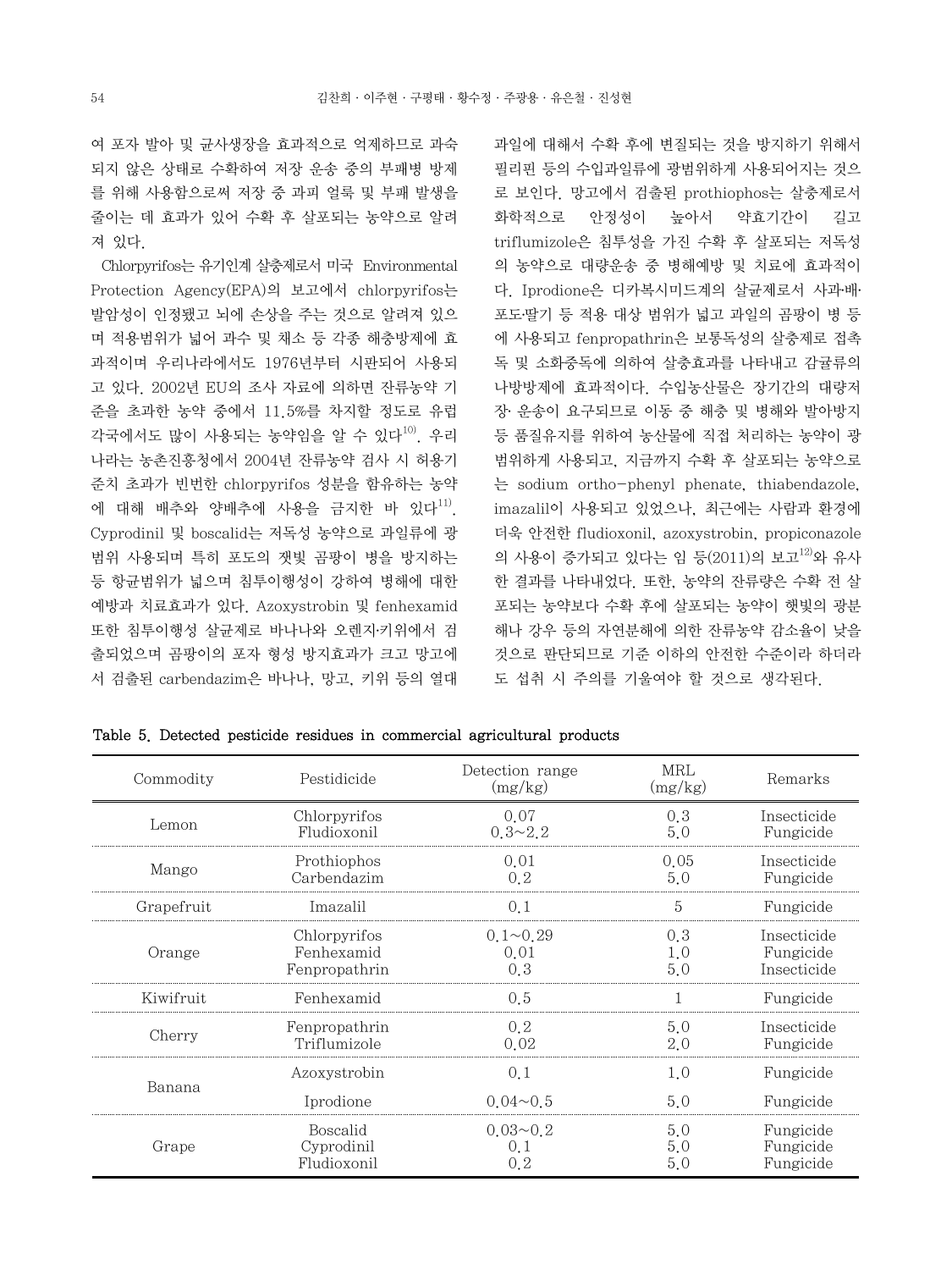여 포자 발아 및 균사생장을 효과적으로 억제하므로 과숙되지 않은 상태로 수확하여 저장 운송 중의 부패병 방제를 위해 사용함으로써 저장 중 과피 얼룩 및 부패 발생을 줄이는 데 효과가 있어 수확 후 살포되는 농약으로 알려져 있다.

Chlorpyrifos는 유기인계 살충제로서 미국 Environmental Protection Agency(EPA)의 보고에서 chlorpyrifos는 발암성이 인정됐고 뇌에 손상을 주는 것으로 알려져 있으며 적용범위가 넓어 과수 및 채소 등 각종 해충방제에 효과적이며 우리나라에서도 1976년부터 시판되어 사용되고 있다. 2002년 EU의 조사 자료에 의하면 잔류농약 기준을 초과한 농약 중에서 11.5%를 차지할 정도로 유럽 각국에서도 많이 사용되는 농약임을 알 수 있다[10]. 우리나라는 농촌진흥청에서 2004년 잔류농약 검사 시 허용기준치 초과가 빈번한 chlorpyrifos 성분을 함유하는 농약에 대해 배추와 양배추에 사용을 금지한 바 있다[11]. Cyprodinil 및 boscalid는 저독성 농약으로 과일류에 광범위 사용되며 특히 포도의 잿빛 곰팡이 병을 방지하는 등 항균범위가 넓으며 침투이행성이 강하여 병해에 대한 예방과 치료효과가 있다. Azoxystrobin 및 fenhexamid 또한 침투이행성 살균제로 바나나와 오렌지·키위에서 검출되었으며 곰팡이의 포자 형성 방지효과가 크고 망고에서 검출된 carbendazim은 바나나, 망고, 키위 등의 열대과일에 대해서 수확 후에 변질되는 것을 방지하기 위해서 필리핀 등의 수입과일류에 광범위하게 사용되어지는 것으로 보인다. 망고에서 검출된 prothiophos는 살충제로서 화학적으로 안정성이 높아서 약효기간이 길고 triflumizole은 침투성을 가진 수확 후 살포되는 저독성의 농약으로 대량운송 중 병해예방 및 치료에 효과적이다. Iprodione은 디카복시미드계의 살균제로서 사과·배·포도·딸기 등 적용 대상 범위가 넓고 과일의 곰팡이 병 등에 사용되고 fenpropathrin은 보통독성의 살충제로 접촉독 및 소화중독에 의하여 살충효과를 나타내고 감귤류의 나방방제에 효과적이다. 수입농산물은 장기간의 대량저장· 운송이 요구되므로 이동 중 해충 및 병해와 발아방지 등 품질유지를 위하여 농산물에 직접 처리하는 농약이 광범위하게 사용되고, 지금까지 수확 후 살포되는 농약으로는 sodium ortho-phenyl phenate, thiabendazole, imazalil이 사용되고 있었으나, 최근에는 사람과 환경에 더욱 안전한 fludioxonil, azoxystrobin, propiconazole의 사용이 증가되고 있다는 임 등(2011)의 보고[12]와 유사한 결과를 나타내었다. 또한, 농약의 잔류량은 수확 전 살포되는 농약보다 수확 후에 살포되는 농약이 햇빛의 광분해나 강우 등의 자연분해에 의한 잔류농약 감소율이 낮을 것으로 판단되므로 기준 이하의 안전한 수준이라 하더라도 섭취 시 주의를 기울여야 할 것으로 생각된다.

**Table 5. Detected pesticide residues in commercial agricultural products**

| Commodity | Pestidicide | Detection range (mg/kg) | MRL (mg/kg) | Remarks |
|---|---|---|---|---|
| Lemon | Chlorpyrifos | 0.07 | 0.3 | Insecticide |
| | Fludioxonil | 0.3~2.2 | 5.0 | Fungicide |
| Mango | Prothiophos | 0.01 | 0.05 | Insecticide |
| | Carbendazim | 0.2 | 5.0 | Fungicide |
| Grapefruit | Imazalil | 0.1 | 5 | Fungicide |
| Orange | Chlorpyrifos | 0.1~0.29 | 0.3 | Insecticide |
| | Fenhexamid | 0.01 | 1.0 | Fungicide |
| | Fenpropathrin | 0.3 | 5.0 | Insecticide |
| Kiwifruit | Fenhexamid | 0.5 | 1 | Fungicide |
| Cherry | Fenpropathrin | 0.2 | 5.0 | Insecticide |
| | Triflumizole | 0.02 | 2.0 | Fungicide |
| Banana | Azoxystrobin | 0.1 | 1.0 | Fungicide |
| | Iprodione | 0.04~0.5 | 5.0 | Fungicide |
| Grape | Boscalid | 0.03~0.2 | 5.0 | Fungicide |
| | Cyprodinil | 0.1 | 5.0 | Fungicide |
| | Fludioxonil | 0.2 | 5.0 | Fungicide |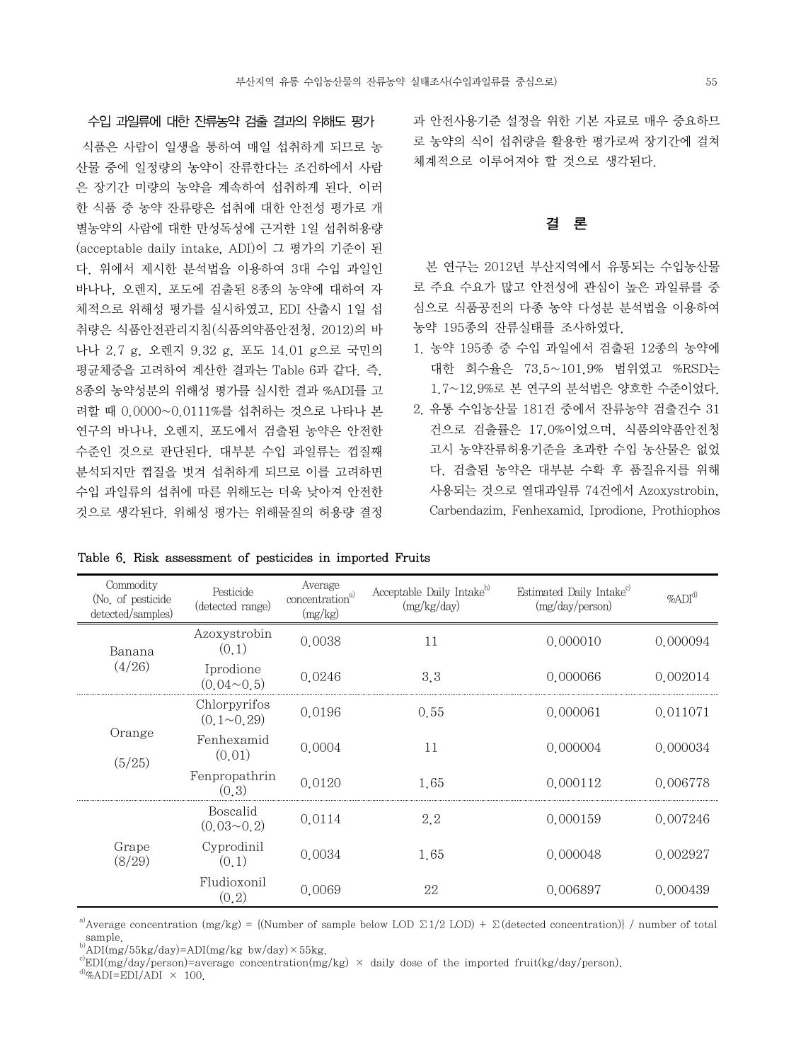### 수입 과일류에 대한 잔류농약 검출 결과의 위해도 평가

식품은 사람이 일생을 통하여 매일 섭취하게 되므로 농산물 중에 일정량의 농약이 잔류한다는 조건하에서 사람은 장기간 미량의 농약을 계속하여 섭취하게 된다. 이러한 식품 중 농약 잔류량은 섭취에 대한 안전성 평가로 개별농약의 사람에 대한 만성독성에 근거한 1일 섭취허용량(acceptable daily intake, ADI)이 그 평가의 기준이 된다. 위에서 제시한 분석법을 이용하여 3대 수입 과일인 바나나, 오렌지, 포도에 검출된 8종의 농약에 대하여 자체적으로 위해성 평가를 실시하였고, EDI 산출시 1일 섭취량은 식품안전관리지침(식품의약품안전청, 2012)의 바나나 2.7 g, 오렌지 9.32 g, 포도 14.01 g으로 국민의 평균체중을 고려하여 계산한 결과는 Table 6과 같다. 즉, 8종의 농약성분의 위해성 평가를 실시한 결과 %ADI를 고려할 때 0.0000~0.0111%를 섭취하는 것으로 나타나 본 연구의 바나나, 오렌지, 포도에서 검출된 농약은 안전한 수준인 것으로 판단된다. 대부분 수입 과일류는 껍질째 분석되지만 껍질을 벗겨 섭취하게 되므로 이를 고려하면 수입 과일류의 섭취에 따른 위해도는 더욱 낮아져 안전한 것으로 생각된다. 위해성 평가는 위해물질의 허용량 결정과 안전사용기준 설정을 위한 기본 자료로 매우 중요하므로 농약의 식이 섭취량을 활용한 평가로써 장기간에 걸쳐 체계적으로 이루어져야 할 것으로 생각된다.

## 결 론

본 연구는 2012년 부산지역에서 유통되는 수입농산물로 주요 수요가 많고 안전성에 관심이 높은 과일류를 중심으로 식품공전의 다종 농약 다성분 분석법을 이용하여 농약 195종의 잔류실태를 조사하였다.

1. 농약 195종 중 수입 과일에서 검출된 12종의 농약에 대한 회수율은 73.5~101.9% 범위였고 %RSD는 1.7~12.9%로 본 연구의 분석법은 양호한 수준이었다.
2. 유통 수입농산물 181건 중에서 잔류농약 검출건수 31건으로 검출률은 17.0%이었으며, 식품의약품안전청 고시 농약잔류허용기준을 초과한 수입 농산물은 없었다. 검출된 농약은 대부분 수확 후 품질유지를 위해 사용되는 것으로 열대과일류 74건에서 Azoxystrobin, Carbendazim, Fenhexamid, Iprodione, Prothiophos

**Table 6. Risk assessment of pesticides in imported Fruits**

| Commodity (No. of pesticide detected/samples) | Pesticide (detected range) | Average concentration[a] (mg/kg) | Acceptable Daily Intake[b] (mg/kg/day) | Estimated Daily Intake[c] (mg/day/person) | %ADI[d] |
|---|---|---|---|---|---|
| Banana (4/26) | Azoxystrobin (0.1) | 0.0038 | 11 | 0.000010 | 0.000094 |
| | Iprodione (0.04~0.5) | 0.0246 | 3.3 | 0.000066 | 0.002014 |
| Orange (5/25) | Chlorpyrifos (0.1~0.29) | 0.0196 | 0.55 | 0.000061 | 0.011071 |
| | Fenhexamid (0.01) | 0.0004 | 11 | 0.000004 | 0.000034 |
| | Fenpropathrin (0.3) | 0.0120 | 1.65 | 0.000112 | 0.006778 |
| Grape (8/29) | Boscalid (0.03~0.2) | 0.0114 | 2.2 | 0.000159 | 0.007246 |
| | Cyprodinil (0.1) | 0.0034 | 1.65 | 0.000048 | 0.002927 |
| | Fludioxonil (0.2) | 0.0069 | 22 | 0.006897 | 0.000439 |

[a]Average concentration (mg/kg) = {(Number of sample below LOD Σ1/2 LOD) + Σ(detected concentration)} / number of total sample.
[b]ADI(mg/55kg/day)=ADI(mg/kg bw/day)×55kg.
[c]EDI(mg/day/person)=average concentration(mg/kg) × daily dose of the imported fruit(kg/day/person).
[d]%ADI=EDI/ADI × 100.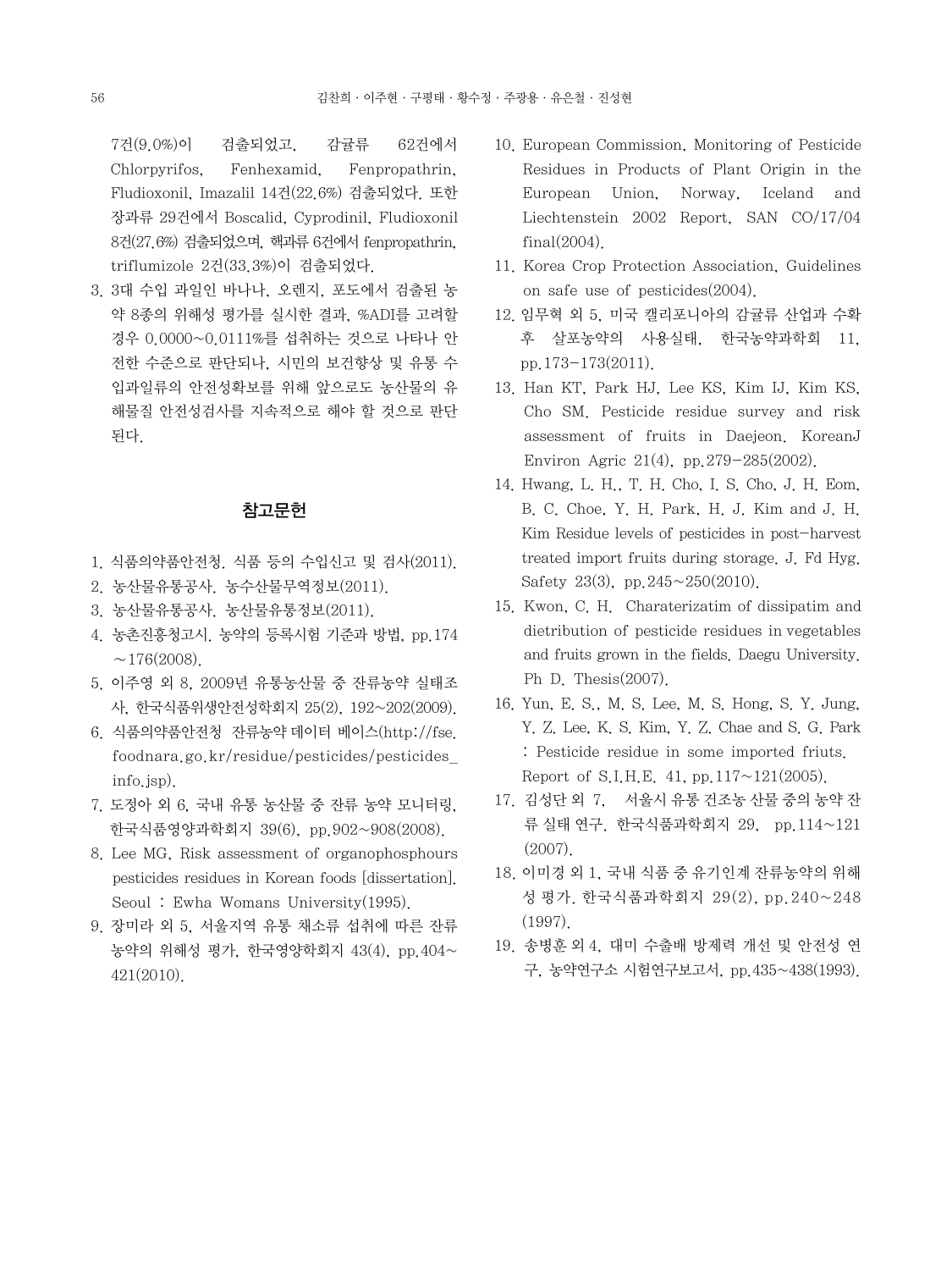7건(9.0%)이 검출되었고, 감귤류 62건에서 Chlorpyrifos, Fenhexamid, Fenpropathrin, Fludioxonil, Imazalil 14건(22.6%) 검출되었다. 또한 장과류 29건에서 Boscalid, Cyprodinil, Fludioxonil 8건(27.6%) 검출되었으며, 핵과류 6건에서 fenpropathrin, triflumizole 2건(33.3%)이 검출되었다.

3. 3대 수입 과일인 바나나, 오렌지, 포도에서 검출된 농약 8종의 위해성 평가를 실시한 결과, %ADI를 고려할 경우 0.0000~0.0111%를 섭취하는 것으로 나타나 안전한 수준으로 판단되나, 시민의 보건향상 및 유통 수입과일류의 안전성확보를 위해 앞으로도 농산물의 유해물질 안전성검사를 지속적으로 해야 할 것으로 판단된다.

## 참고문헌

1. 식품의약품안전청. 식품 등의 수입신고 및 검사(2011).
2. 농산물유통공사. 농수산물무역정보(2011).
3. 농산물유통공사. 농산물유통정보(2011).
4. 농촌진흥청고시. 농약의 등록시험 기준과 방법, pp.174~176(2008).
5. 이주영 외 8. 2009년 유통농산물 중 잔류농약 실태조사. 한국식품위생안전성학회지 25(2), 192~202(2009).
6. 식품의약품안전청 잔류농약 데이터 베이스(http://fse.foodnara.go.kr/residue/pesticides/pesticides_info.jsp).
7. 도정아 외 6. 국내 유통 농산물 중 잔류 농약 모니터링, 한국식품영양과학회지 39(6), pp.902~908(2008).
8. Lee MG. Risk assessment of organophosphours pesticides residues in Korean foods [dissertation]. Seoul : Ewha Womans University(1995).
9. 장미라 외 5. 서울지역 유통 채소류 섭취에 따른 잔류농약의 위해성 평가. 한국영양학회지 43(4), pp.404~421(2010).
10. European Commission. Monitoring of Pesticide Residues in Products of Plant Origin in the European Union, Norway, Iceland and Liechtenstein 2002 Report, SAN CO/17/04 final(2004).
11. Korea Crop Protection Association. Guidelines on safe use of pesticides(2004).
12. 임무혁 외 5. 미국 캘리포니아의 감귤류 산업과 수확 후 살포농약의 사용실태. 한국농약과학회 11, pp.173-173(2011).
13. Han KT, Park HJ, Lee KS, Kim IJ, Kim KS, Cho SM. Pesticide residue survey and risk assessment of fruits in Daejeon. KoreanJ Environ Agric 21(4), pp.279-285(2002).
14. Hwang, L. H., T. H. Cho, I. S. Cho, J. H. Eom, B. C. Choe, Y. H. Park, H. J. Kim and J. H. Kim Residue levels of pesticides in post-harvest treated import fruits during storage. J. Fd Hyg. Safety 23(3), pp.245~250(2010).
15. Kwon, C. H. Charaterizatim of dissipatim and dietribution of pesticide residues in vegetables and fruits grown in the fields. Daegu University. Ph D. Thesis(2007).
16. Yun, E. S., M. S. Lee, M. S. Hong, S. Y. Jung, Y. Z. Lee, K. S. Kim, Y. Z. Chae and S. G. Park : Pesticide residue in some imported friuts. Report of S.I.H.E. 41, pp.117~121(2005).
17. 김성단 외 7. 서울시 유통 건조농 산물 중의 농약 잔류 실태 연구. 한국식품과학회지 29, pp.114~121 (2007).
18. 이미경 외 1. 국내 식품 중 유기인계 잔류농약의 위해성 평가. 한국식품과학회지 29(2), pp.240~248 (1997).
19. 송병훈 외 4. 대미 수출배 방제력 개선 및 안전성 연구. 농약연구소 시험연구보고서, pp.435~438(1993).